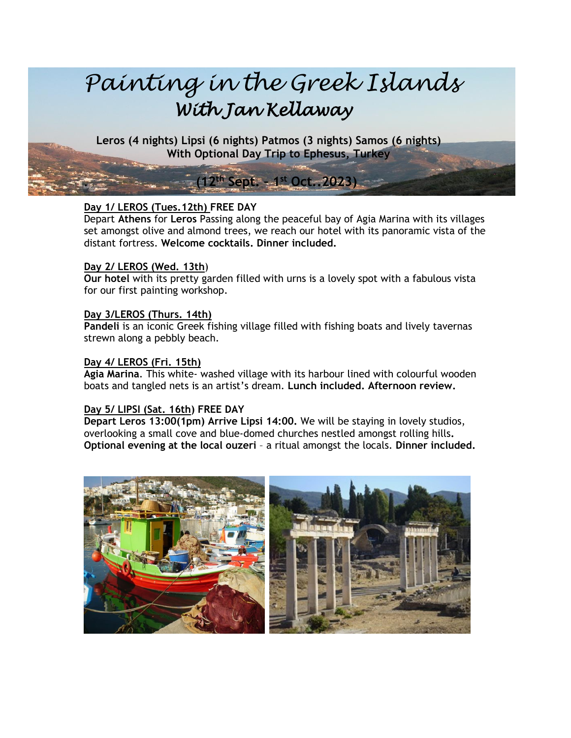# Painting in the Greek Islands

## With Jan Kellaway

**Leros (4 nights) Lipsi (6 nights) Patmos (3 nights) Samos (6 nights)**
**With Optional Day Trip to Ephesus, Turkey**

**(12th Sept. – 1st Oct..2023)**

**Day 1/ LEROS (Tues.12th) FREE DAY**
Depart **Athens** for **Leros** Passing along the peaceful bay of Agia Marina with its villages set amongst olive and almond trees, we reach our hotel with its panoramic vista of the distant fortress. **Welcome cocktails. Dinner included.**

**Day 2/ LEROS (Wed. 13th)**
**Our hotel** with its pretty garden filled with urns is a lovely spot with a fabulous vista for our first painting workshop.

**Day 3/LEROS (Thurs. 14th)**
**Pandeli** is an iconic Greek fishing village filled with fishing boats and lively tavernas strewn along a pebbly beach.

**Day 4/ LEROS (Fri. 15th)**
**Agia Marina**. This white- washed village with its harbour lined with colourful wooden boats and tangled nets is an artist's dream. **Lunch included. Afternoon review.**

**Day 5/ LIPSI (Sat. 16th) FREE DAY**
**Depart Leros 13:00(1pm) Arrive Lipsi 14:00.** We will be staying in lovely studios, overlooking a small cove and blue-domed churches nestled amongst rolling hills**.** **Optional evening at the local ouzeri** – a ritual amongst the locals. **Dinner included.**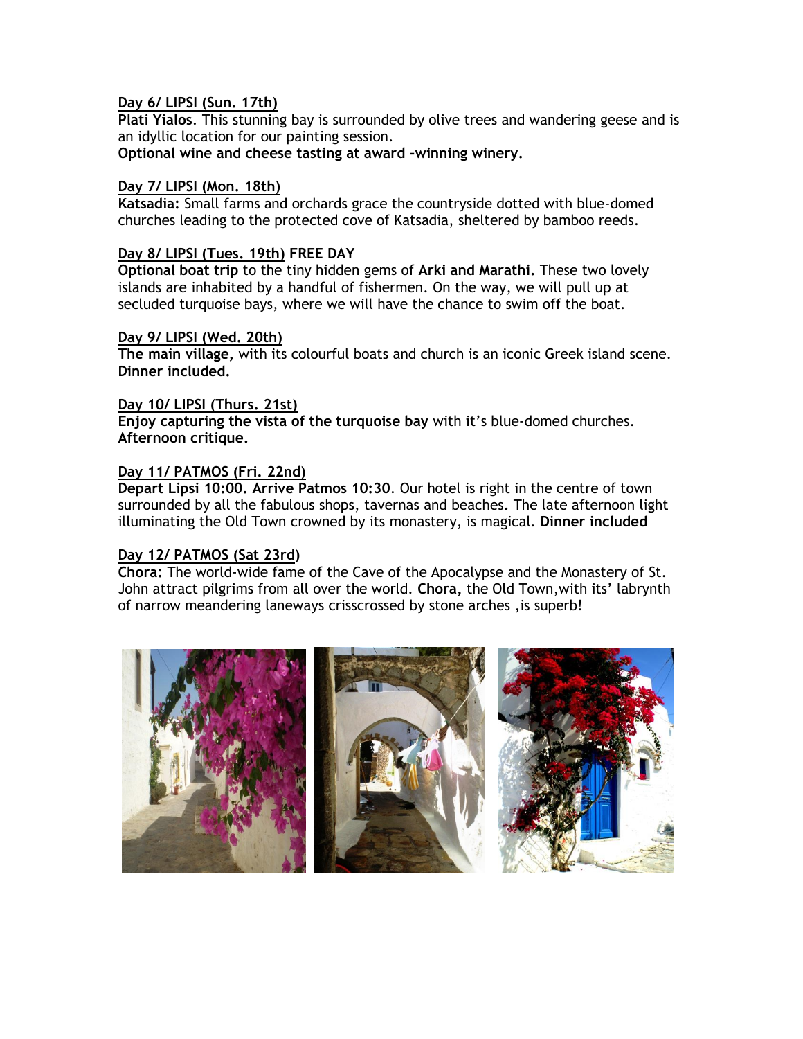**Day 6/ LIPSI (Sun. 17th)**

**Plati Yialos**. This stunning bay is surrounded by olive trees and wandering geese and is an idyllic location for our painting session.
**Optional wine and cheese tasting at award -winning winery.**

**Day 7/ LIPSI (Mon. 18th)**

**Katsadia:** Small farms and orchards grace the countryside dotted with blue-domed churches leading to the protected cove of Katsadia, sheltered by bamboo reeds.

**Day 8/ LIPSI (Tues. 19th) FREE DAY**

**Optional boat trip** to the tiny hidden gems of **Arki and Marathi.** These two lovely islands are inhabited by a handful of fishermen. On the way, we will pull up at secluded turquoise bays, where we will have the chance to swim off the boat.

**Day 9/ LIPSI (Wed. 20th)**

**The main village,** with its colourful boats and church is an iconic Greek island scene. **Dinner included.**

**Day 10/ LIPSI (Thurs. 21st)**

**Enjoy capturing the vista of the turquoise bay** with it's blue-domed churches. **Afternoon critique.**

**Day 11/ PATMOS (Fri. 22nd)**

**Depart Lipsi 10:00. Arrive Patmos 10:30**. Our hotel is right in the centre of town surrounded by all the fabulous shops, tavernas and beaches**.** The late afternoon light illuminating the Old Town crowned by its monastery, is magical. **Dinner included**

**Day 12/ PATMOS (Sat 23rd)**

**Chora:** The world-wide fame of the Cave of the Apocalypse and the Monastery of St. John attract pilgrims from all over the world. **Chora,** the Old Town,with its' labrynth of narrow meandering laneways crisscrossed by stone arches ,is superb!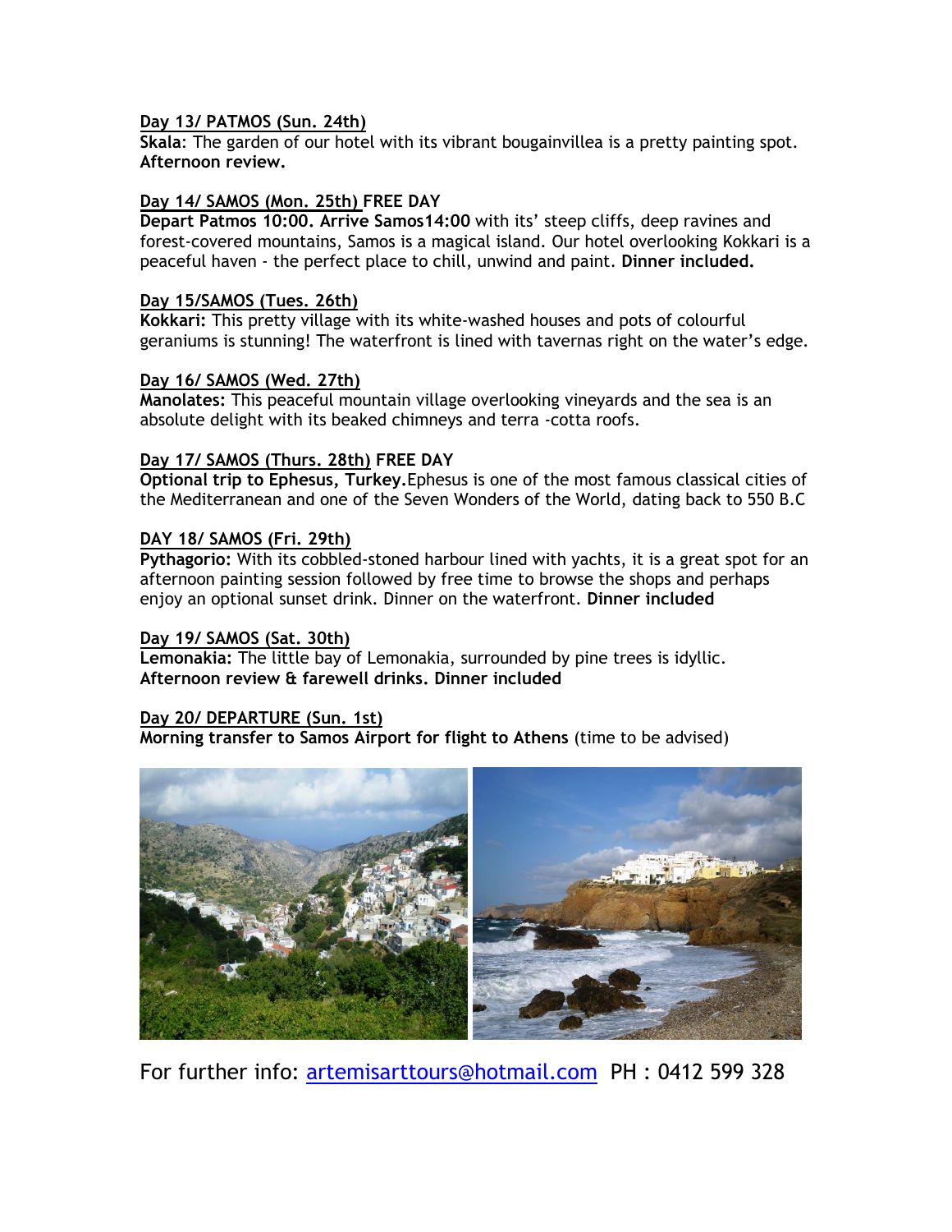**Day 13/ PATMOS (Sun. 24th)**
**Skala**: The garden of our hotel with its vibrant bougainvillea is a pretty painting spot. **Afternoon review.**

**Day 14/ SAMOS (Mon. 25th) FREE DAY**
**Depart Patmos 10:00. Arrive Samos14:00** with its' steep cliffs, deep ravines and forest-covered mountains, Samos is a magical island. Our hotel overlooking Kokkari is a peaceful haven - the perfect place to chill, unwind and paint. **Dinner included.**

**Day 15/SAMOS (Tues. 26th)**
**Kokkari:** This pretty village with its white-washed houses and pots of colourful geraniums is stunning! The waterfront is lined with tavernas right on the water's edge.

**Day 16/ SAMOS (Wed. 27th)**
**Manolates:** This peaceful mountain village overlooking vineyards and the sea is an absolute delight with its beaked chimneys and terra -cotta roofs.

**Day 17/ SAMOS (Thurs. 28th) FREE DAY**
**Optional trip to Ephesus, Turkey.**Ephesus is one of the most famous classical cities of the Mediterranean and one of the Seven Wonders of the World, dating back to 550 B.C

**DAY 18/ SAMOS (Fri. 29th)**
**Pythagorio:** With its cobbled-stoned harbour lined with yachts, it is a great spot for an afternoon painting session followed by free time to browse the shops and perhaps enjoy an optional sunset drink. Dinner on the waterfront. **Dinner included**

**Day 19/ SAMOS (Sat. 30th)**
**Lemonakia:** The little bay of Lemonakia, surrounded by pine trees is idyllic.
**Afternoon review & farewell drinks. Dinner included**

**Day 20/ DEPARTURE (Sun. 1st)**
**Morning transfer to Samos Airport for flight to Athens** (time to be advised)

For further info: artemisarttours@hotmail.com PH : 0412 599 328